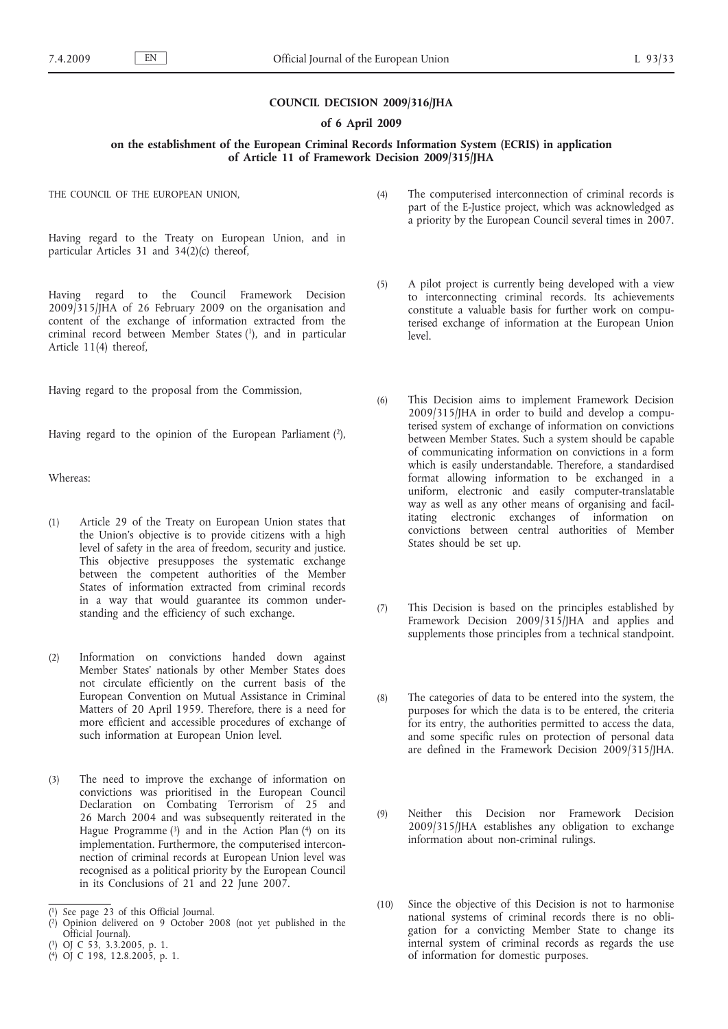**COUNCIL DECISION 2009/316/JHA**

**of 6 April 2009**

**on the establishment of the European Criminal Records Information System (ECRIS) in application of Article 11 of Framework Decision 2009/315/JHA**

THE COUNCIL OF THE EUROPEAN UNION,

Having regard to the Treaty on European Union, and in particular Articles 31 and 34(2)(c) thereof,

Having regard to the Council Framework Decision 2009/315/JHA of 26 February 2009 on the organisation and content of the exchange of information extracted from the criminal record between Member States [1], and in particular Article 11(4) thereof,

Having regard to the proposal from the Commission,

Having regard to the opinion of the European Parliament [2],

Whereas:

(1) Article 29 of the Treaty on European Union states that the Union's objective is to provide citizens with a high level of safety in the area of freedom, security and justice. This objective presupposes the systematic exchange between the competent authorities of the Member States of information extracted from criminal records in a way that would guarantee its common understanding and the efficiency of such exchange.

(2) Information on convictions handed down against Member States' nationals by other Member States does not circulate efficiently on the current basis of the European Convention on Mutual Assistance in Criminal Matters of 20 April 1959. Therefore, there is a need for more efficient and accessible procedures of exchange of such information at European Union level.

(3) The need to improve the exchange of information on convictions was prioritised in the European Council Declaration on Combating Terrorism of 25 and 26 March 2004 and was subsequently reiterated in the Hague Programme [3] and in the Action Plan [4] on its implementation. Furthermore, the computerised interconnection of criminal records at European Union level was recognised as a political priority by the European Council in its Conclusions of 21 and 22 June 2007.

(4) The computerised interconnection of criminal records is part of the E-Justice project, which was acknowledged as a priority by the European Council several times in 2007.

(5) A pilot project is currently being developed with a view to interconnecting criminal records. Its achievements constitute a valuable basis for further work on computerised exchange of information at the European Union level.

(6) This Decision aims to implement Framework Decision 2009/315/JHA in order to build and develop a computerised system of exchange of information on convictions between Member States. Such a system should be capable of communicating information on convictions in a form which is easily understandable. Therefore, a standardised format allowing information to be exchanged in a uniform, electronic and easily computer-translatable way as well as any other means of organising and facilitating electronic exchanges of information on convictions between central authorities of Member States should be set up.

(7) This Decision is based on the principles established by Framework Decision 2009/315/JHA and applies and supplements those principles from a technical standpoint.

(8) The categories of data to be entered into the system, the purposes for which the data is to be entered, the criteria for its entry, the authorities permitted to access the data, and some specific rules on protection of personal data are defined in the Framework Decision 2009/315/JHA.

(9) Neither this Decision nor Framework Decision 2009/315/JHA establishes any obligation to exchange information about non-criminal rulings.

(10) Since the objective of this Decision is not to harmonise national systems of criminal records there is no obligation for a convicting Member State to change its internal system of criminal records as regards the use of information for domestic purposes.

---

[1] See page 23 of this Official Journal.

[2] Opinion delivered on 9 October 2008 (not yet published in the Official Journal).

[3] OJ C 53, 3.3.2005, p. 1.

[4] OJ C 198, 12.8.2005, p. 1.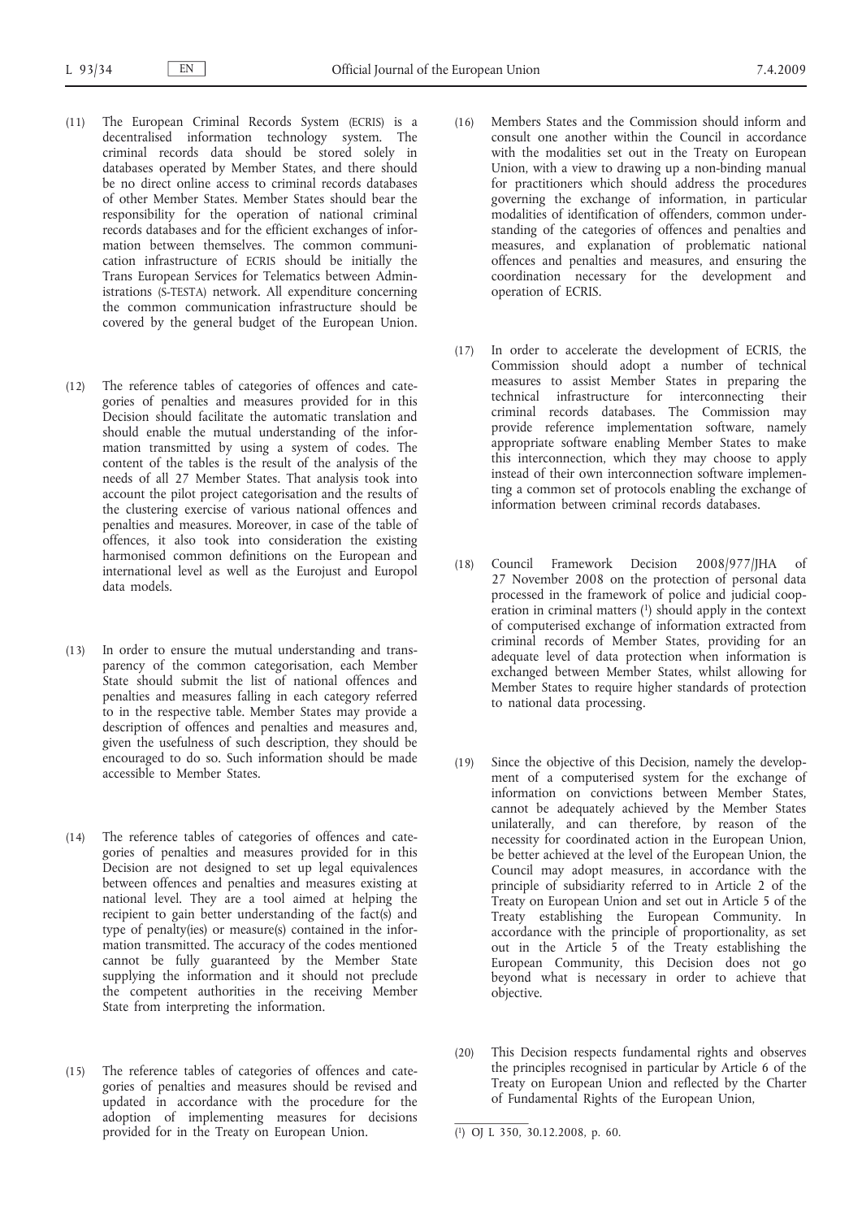(11) The European Criminal Records System (ECRIS) is a decentralised information technology system. The criminal records data should be stored solely in databases operated by Member States, and there should be no direct online access to criminal records databases of other Member States. Member States should bear the responsibility for the operation of national criminal records databases and for the efficient exchanges of information between themselves. The common communication infrastructure of ECRIS should be initially the Trans European Services for Telematics between Administrations (S-TESTA) network. All expenditure concerning the common communication infrastructure should be covered by the general budget of the European Union.

(12) The reference tables of categories of offences and categories of penalties and measures provided for in this Decision should facilitate the automatic translation and should enable the mutual understanding of the information transmitted by using a system of codes. The content of the tables is the result of the analysis of the needs of all 27 Member States. That analysis took into account the pilot project categorisation and the results of the clustering exercise of various national offences and penalties and measures. Moreover, in case of the table of offences, it also took into consideration the existing harmonised common definitions on the European and international level as well as the Eurojust and Europol data models.

(13) In order to ensure the mutual understanding and transparency of the common categorisation, each Member State should submit the list of national offences and penalties and measures falling in each category referred to in the respective table. Member States may provide a description of offences and penalties and measures and, given the usefulness of such description, they should be encouraged to do so. Such information should be made accessible to Member States.

(14) The reference tables of categories of offences and categories of penalties and measures provided for in this Decision are not designed to set up legal equivalences between offences and penalties and measures existing at national level. They are a tool aimed at helping the recipient to gain better understanding of the fact(s) and type of penalty(ies) or measure(s) contained in the information transmitted. The accuracy of the codes mentioned cannot be fully guaranteed by the Member State supplying the information and it should not preclude the competent authorities in the receiving Member State from interpreting the information.

(15) The reference tables of categories of offences and categories of penalties and measures should be revised and updated in accordance with the procedure for the adoption of implementing measures for decisions provided for in the Treaty on European Union.

(16) Members States and the Commission should inform and consult one another within the Council in accordance with the modalities set out in the Treaty on European Union, with a view to drawing up a non-binding manual for practitioners which should address the procedures governing the exchange of information, in particular modalities of identification of offenders, common understanding of the categories of offences and penalties and measures, and explanation of problematic national offences and penalties and measures, and ensuring the coordination necessary for the development and operation of ECRIS.

(17) In order to accelerate the development of ECRIS, the Commission should adopt a number of technical measures to assist Member States in preparing the technical infrastructure for interconnecting their criminal records databases. The Commission may provide reference implementation software, namely appropriate software enabling Member States to make this interconnection, which they may choose to apply instead of their own interconnection software implementing a common set of protocols enabling the exchange of information between criminal records databases.

(18) Council Framework Decision 2008/977/JHA of 27 November 2008 on the protection of personal data processed in the framework of police and judicial cooperation in criminal matters [1] should apply in the context of computerised exchange of information extracted from criminal records of Member States, providing for an adequate level of data protection when information is exchanged between Member States, whilst allowing for Member States to require higher standards of protection to national data processing.

(19) Since the objective of this Decision, namely the development of a computerised system for the exchange of information on convictions between Member States, cannot be adequately achieved by the Member States unilaterally, and can therefore, by reason of the necessity for coordinated action in the European Union, be better achieved at the level of the European Union, the Council may adopt measures, in accordance with the principle of subsidiarity referred to in Article 2 of the Treaty on European Union and set out in Article 5 of the Treaty establishing the European Community. In accordance with the principle of proportionality, as set out in the Article 5 of the Treaty establishing the European Community, this Decision does not go beyond what is necessary in order to achieve that objective.

(20) This Decision respects fundamental rights and observes the principles recognised in particular by Article 6 of the Treaty on European Union and reflected by the Charter of Fundamental Rights of the European Union,

[1] OJ L 350, 30.12.2008, p. 60.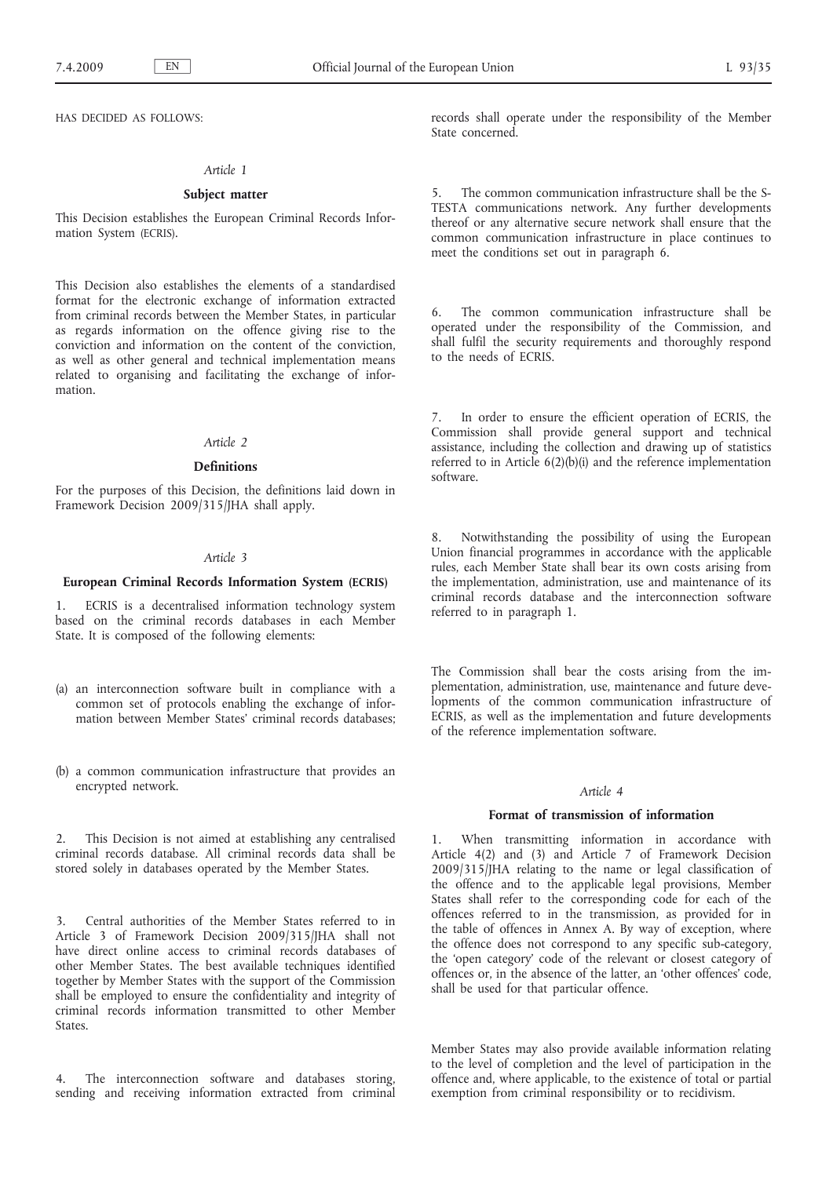HAS DECIDED AS FOLLOWS:

*Article 1*

**Subject matter**

This Decision establishes the European Criminal Records Information System (ECRIS).

This Decision also establishes the elements of a standardised format for the electronic exchange of information extracted from criminal records between the Member States, in particular as regards information on the offence giving rise to the conviction and information on the content of the conviction, as well as other general and technical implementation means related to organising and facilitating the exchange of information.

*Article 2*

**Definitions**

For the purposes of this Decision, the definitions laid down in Framework Decision 2009/315/JHA shall apply.

*Article 3*

**European Criminal Records Information System (ECRIS)**

1. ECRIS is a decentralised information technology system based on the criminal records databases in each Member State. It is composed of the following elements:

(a) an interconnection software built in compliance with a common set of protocols enabling the exchange of information between Member States' criminal records databases;

(b) a common communication infrastructure that provides an encrypted network.

2. This Decision is not aimed at establishing any centralised criminal records database. All criminal records data shall be stored solely in databases operated by the Member States.

3. Central authorities of the Member States referred to in Article 3 of Framework Decision 2009/315/JHA shall not have direct online access to criminal records databases of other Member States. The best available techniques identified together by Member States with the support of the Commission shall be employed to ensure the confidentiality and integrity of criminal records information transmitted to other Member States.

4. The interconnection software and databases storing, sending and receiving information extracted from criminal records shall operate under the responsibility of the Member State concerned.

5. The common communication infrastructure shall be the S-TESTA communications network. Any further developments thereof or any alternative secure network shall ensure that the common communication infrastructure in place continues to meet the conditions set out in paragraph 6.

6. The common communication infrastructure shall be operated under the responsibility of the Commission, and shall fulfil the security requirements and thoroughly respond to the needs of ECRIS.

7. In order to ensure the efficient operation of ECRIS, the Commission shall provide general support and technical assistance, including the collection and drawing up of statistics referred to in Article 6(2)(b)(i) and the reference implementation software.

8. Notwithstanding the possibility of using the European Union financial programmes in accordance with the applicable rules, each Member State shall bear its own costs arising from the implementation, administration, use and maintenance of its criminal records database and the interconnection software referred to in paragraph 1.

The Commission shall bear the costs arising from the implementation, administration, use, maintenance and future developments of the common communication infrastructure of ECRIS, as well as the implementation and future developments of the reference implementation software.

*Article 4*

**Format of transmission of information**

1. When transmitting information in accordance with Article 4(2) and (3) and Article 7 of Framework Decision 2009/315/JHA relating to the name or legal classification of the offence and to the applicable legal provisions, Member States shall refer to the corresponding code for each of the offences referred to in the transmission, as provided for in the table of offences in Annex A. By way of exception, where the offence does not correspond to any specific sub-category, the 'open category' code of the relevant or closest category of offences or, in the absence of the latter, an 'other offences' code, shall be used for that particular offence.

Member States may also provide available information relating to the level of completion and the level of participation in the offence and, where applicable, to the existence of total or partial exemption from criminal responsibility or to recidivism.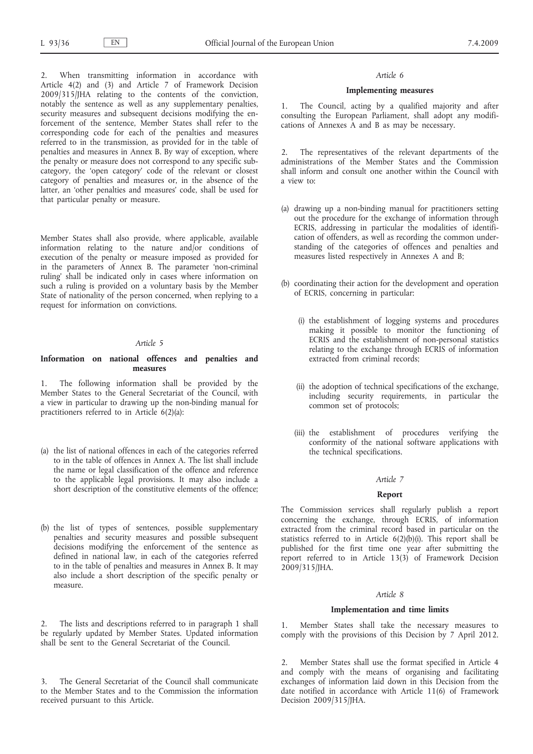2. When transmitting information in accordance with Article 4(2) and (3) and Article 7 of Framework Decision 2009/315/JHA relating to the contents of the conviction, notably the sentence as well as any supplementary penalties, security measures and subsequent decisions modifying the enforcement of the sentence, Member States shall refer to the corresponding code for each of the penalties and measures referred to in the transmission, as provided for in the table of penalties and measures in Annex B. By way of exception, where the penalty or measure does not correspond to any specific sub-category, the 'open category' code of the relevant or closest category of penalties and measures or, in the absence of the latter, an 'other penalties and measures' code, shall be used for that particular penalty or measure.

Member States shall also provide, where applicable, available information relating to the nature and/or conditions of execution of the penalty or measure imposed as provided for in the parameters of Annex B. The parameter 'non-criminal ruling' shall be indicated only in cases where information on such a ruling is provided on a voluntary basis by the Member State of nationality of the person concerned, when replying to a request for information on convictions.

*Article 5*

## Information on national offences and penalties and measures

1. The following information shall be provided by the Member States to the General Secretariat of the Council, with a view in particular to drawing up the non-binding manual for practitioners referred to in Article 6(2)(a):

(a) the list of national offences in each of the categories referred to in the table of offences in Annex A. The list shall include the name or legal classification of the offence and reference to the applicable legal provisions. It may also include a short description of the constitutive elements of the offence;

(b) the list of types of sentences, possible supplementary penalties and security measures and possible subsequent decisions modifying the enforcement of the sentence as defined in national law, in each of the categories referred to in the table of penalties and measures in Annex B. It may also include a short description of the specific penalty or measure.

2. The lists and descriptions referred to in paragraph 1 shall be regularly updated by Member States. Updated information shall be sent to the General Secretariat of the Council.

3. The General Secretariat of the Council shall communicate to the Member States and to the Commission the information received pursuant to this Article.

*Article 6*

## Implementing measures

1. The Council, acting by a qualified majority and after consulting the European Parliament, shall adopt any modifications of Annexes A and B as may be necessary.

2. The representatives of the relevant departments of the administrations of the Member States and the Commission shall inform and consult one another within the Council with a view to:

(a) drawing up a non-binding manual for practitioners setting out the procedure for the exchange of information through ECRIS, addressing in particular the modalities of identification of offenders, as well as recording the common understanding of the categories of offences and penalties and measures listed respectively in Annexes A and B;

(b) coordinating their action for the development and operation of ECRIS, concerning in particular:

   (i) the establishment of logging systems and procedures making it possible to monitor the functioning of ECRIS and the establishment of non-personal statistics relating to the exchange through ECRIS of information extracted from criminal records;

   (ii) the adoption of technical specifications of the exchange, including security requirements, in particular the common set of protocols;

   (iii) the establishment of procedures verifying the conformity of the national software applications with the technical specifications.

*Article 7*

## Report

The Commission services shall regularly publish a report concerning the exchange, through ECRIS, of information extracted from the criminal record based in particular on the statistics referred to in Article 6(2)(b)(i). This report shall be published for the first time one year after submitting the report referred to in Article 13(3) of Framework Decision 2009/315/JHA.

*Article 8*

## Implementation and time limits

1. Member States shall take the necessary measures to comply with the provisions of this Decision by 7 April 2012.

2. Member States shall use the format specified in Article 4 and comply with the means of organising and facilitating exchanges of information laid down in this Decision from the date notified in accordance with Article 11(6) of Framework Decision 2009/315/JHA.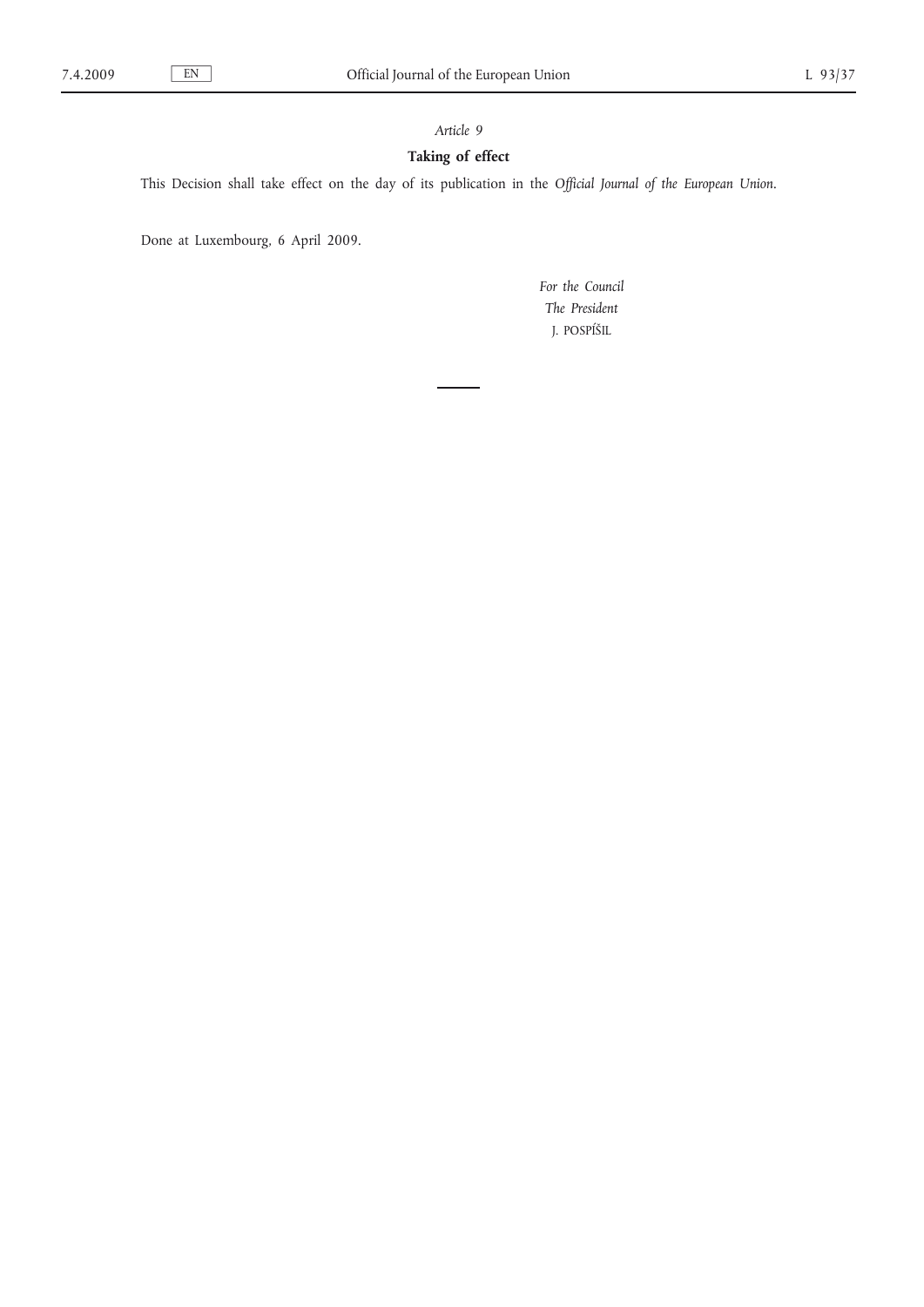*Article 9*

**Taking of effect**

This Decision shall take effect on the day of its publication in the *Official Journal of the European Union*.

Done at Luxembourg, 6 April 2009.

*For the Council*

*The President*

J. POSPÍŠIL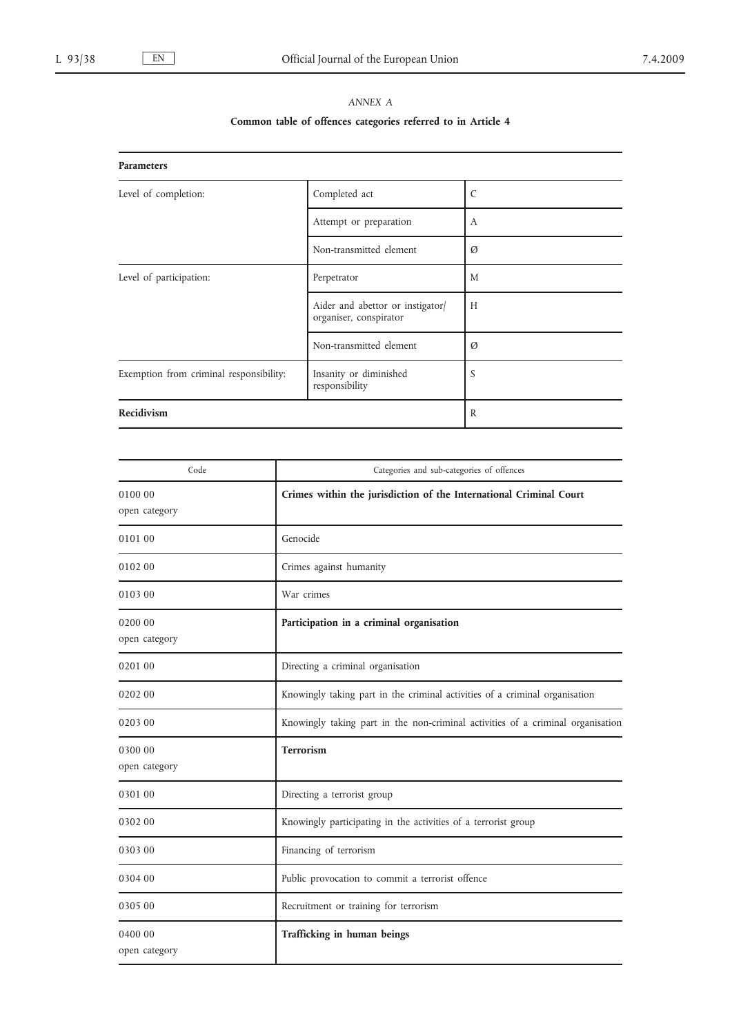*ANNEX A*

**Common table of offences categories referred to in Article 4**

| **Parameters** | | |
|---|---|---|
| Level of completion: | Completed act | C |
| | Attempt or preparation | A |
| | Non-transmitted element | Ø |
| Level of participation: | Perpetrator | M |
| | Aider and abettor or instigator/ organiser, conspirator | H |
| | Non-transmitted element | Ø |
| Exemption from criminal responsibility: | Insanity or diminished responsibility | S |
| **Recidivism** | | R |

| Code | Categories and sub-categories of offences |
|---|---|
| 0100 00<br>open category | **Crimes within the jurisdiction of the International Criminal Court** |
| 0101 00 | Genocide |
| 0102 00 | Crimes against humanity |
| 0103 00 | War crimes |
| 0200 00<br>open category | **Participation in a criminal organisation** |
| 0201 00 | Directing a criminal organisation |
| 0202 00 | Knowingly taking part in the criminal activities of a criminal organisation |
| 0203 00 | Knowingly taking part in the non-criminal activities of a criminal organisation |
| 0300 00<br>open category | **Terrorism** |
| 0301 00 | Directing a terrorist group |
| 0302 00 | Knowingly participating in the activities of a terrorist group |
| 0303 00 | Financing of terrorism |
| 0304 00 | Public provocation to commit a terrorist offence |
| 0305 00 | Recruitment or training for terrorism |
| 0400 00<br>open category | **Trafficking in human beings** |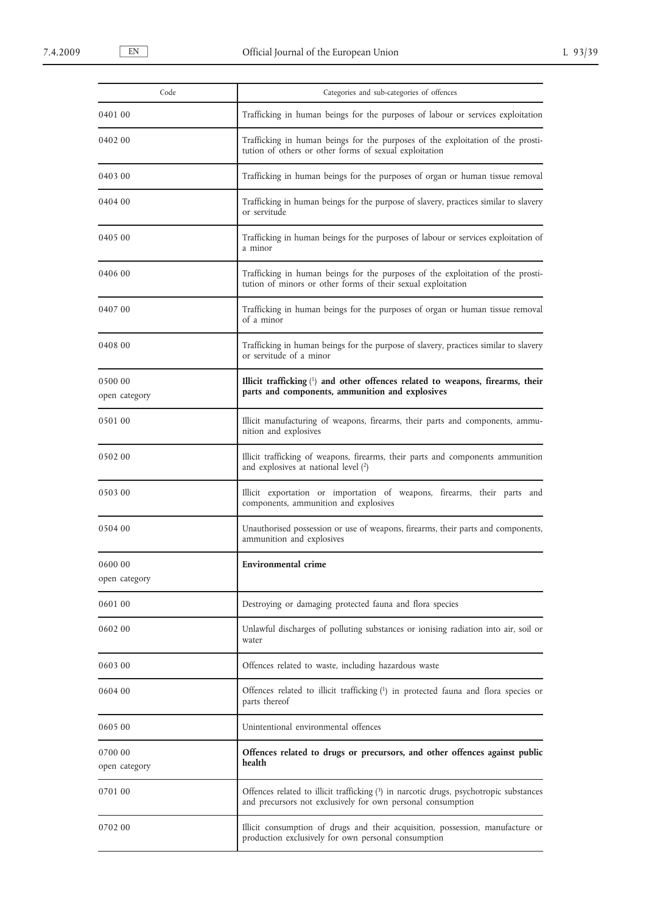| Code | Categories and sub-categories of offences |
|---|---|
| 0401 00 | Trafficking in human beings for the purposes of labour or services exploitation |
| 0402 00 | Trafficking in human beings for the purposes of the exploitation of the prostitution of others or other forms of sexual exploitation |
| 0403 00 | Trafficking in human beings for the purposes of organ or human tissue removal |
| 0404 00 | Trafficking in human beings for the purpose of slavery, practices similar to slavery or servitude |
| 0405 00 | Trafficking in human beings for the purposes of labour or services exploitation of a minor |
| 0406 00 | Trafficking in human beings for the purposes of the exploitation of the prostitution of minors or other forms of their sexual exploitation |
| 0407 00 | Trafficking in human beings for the purposes of organ or human tissue removal of a minor |
| 0408 00 | Trafficking in human beings for the purpose of slavery, practices similar to slavery or servitude of a minor |
| 0500 00 open category | **Illicit trafficking** [1] **and other offences related to weapons, firearms, their parts and components, ammunition and explosives** |
| 0501 00 | Illicit manufacturing of weapons, firearms, their parts and components, ammunition and explosives |
| 0502 00 | Illicit trafficking of weapons, firearms, their parts and components ammunition and explosives at national level [2] |
| 0503 00 | Illicit exportation or importation of weapons, firearms, their parts and components, ammunition and explosives |
| 0504 00 | Unauthorised possession or use of weapons, firearms, their parts and components, ammunition and explosives |
| 0600 00 open category | **Environmental crime** |
| 0601 00 | Destroying or damaging protected fauna and flora species |
| 0602 00 | Unlawful discharges of polluting substances or ionising radiation into air, soil or water |
| 0603 00 | Offences related to waste, including hazardous waste |
| 0604 00 | Offences related to illicit trafficking [1] in protected fauna and flora species or parts thereof |
| 0605 00 | Unintentional environmental offences |
| 0700 00 open category | **Offences related to drugs or precursors, and other offences against public health** |
| 0701 00 | Offences related to illicit trafficking [3] in narcotic drugs, psychotropic substances and precursors not exclusively for own personal consumption |
| 0702 00 | Illicit consumption of drugs and their acquisition, possession, manufacture or production exclusively for own personal consumption |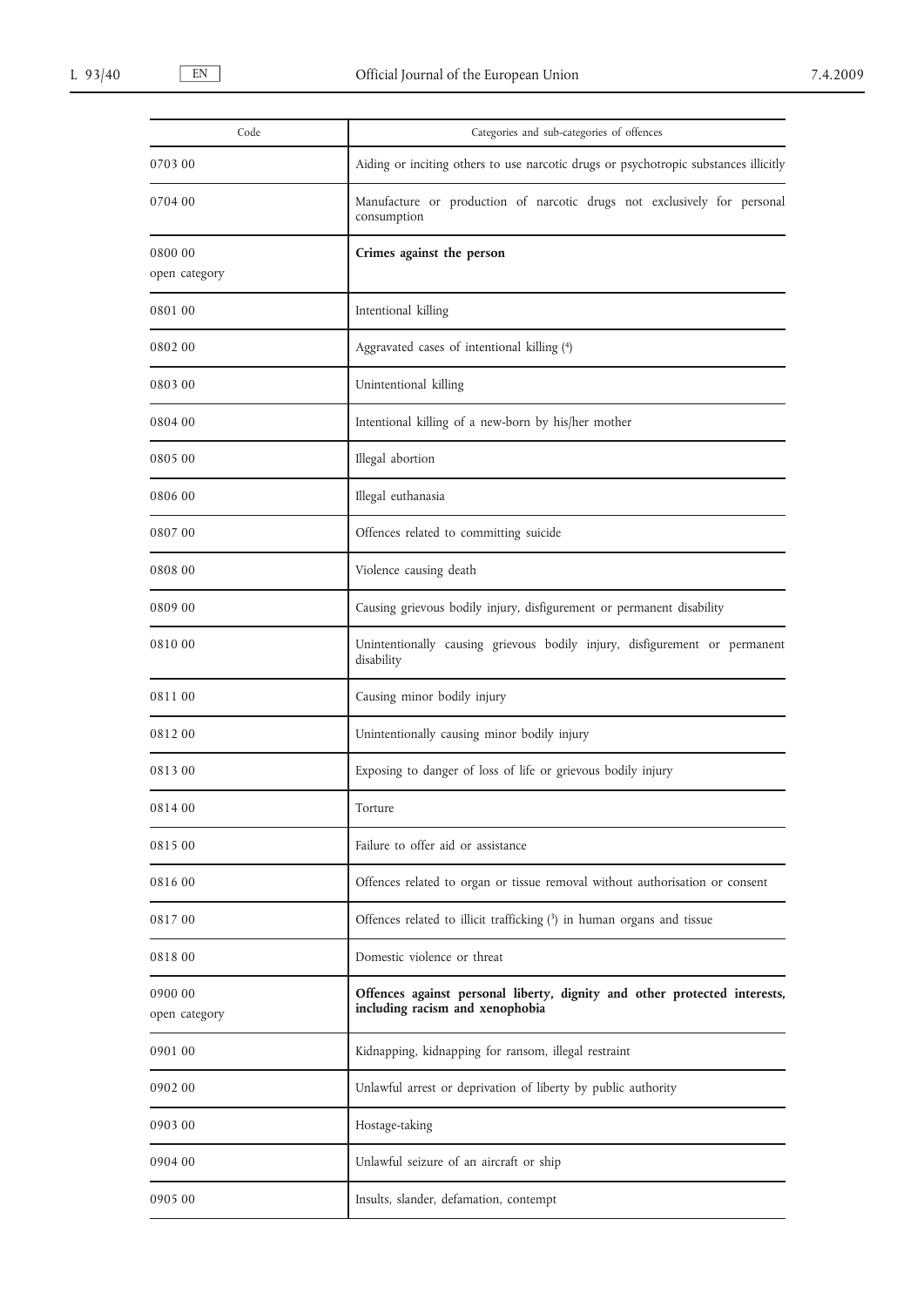| Code | Categories and sub-categories of offences |
|---|---|
| 0703 00 | Aiding or inciting others to use narcotic drugs or psychotropic substances illicitly |
| 0704 00 | Manufacture or production of narcotic drugs not exclusively for personal consumption |
| 0800 00<br>open category | **Crimes against the person** |
| 0801 00 | Intentional killing |
| 0802 00 | Aggravated cases of intentional killing [4] |
| 0803 00 | Unintentional killing |
| 0804 00 | Intentional killing of a new-born by his/her mother |
| 0805 00 | Illegal abortion |
| 0806 00 | Illegal euthanasia |
| 0807 00 | Offences related to committing suicide |
| 0808 00 | Violence causing death |
| 0809 00 | Causing grievous bodily injury, disfigurement or permanent disability |
| 0810 00 | Unintentionally causing grievous bodily injury, disfigurement or permanent disability |
| 0811 00 | Causing minor bodily injury |
| 0812 00 | Unintentionally causing minor bodily injury |
| 0813 00 | Exposing to danger of loss of life or grievous bodily injury |
| 0814 00 | Torture |
| 0815 00 | Failure to offer aid or assistance |
| 0816 00 | Offences related to organ or tissue removal without authorisation or consent |
| 0817 00 | Offences related to illicit trafficking [3] in human organs and tissue |
| 0818 00 | Domestic violence or threat |
| 0900 00<br>open category | **Offences against personal liberty, dignity and other protected interests, including racism and xenophobia** |
| 0901 00 | Kidnapping, kidnapping for ransom, illegal restraint |
| 0902 00 | Unlawful arrest or deprivation of liberty by public authority |
| 0903 00 | Hostage-taking |
| 0904 00 | Unlawful seizure of an aircraft or ship |
| 0905 00 | Insults, slander, defamation, contempt |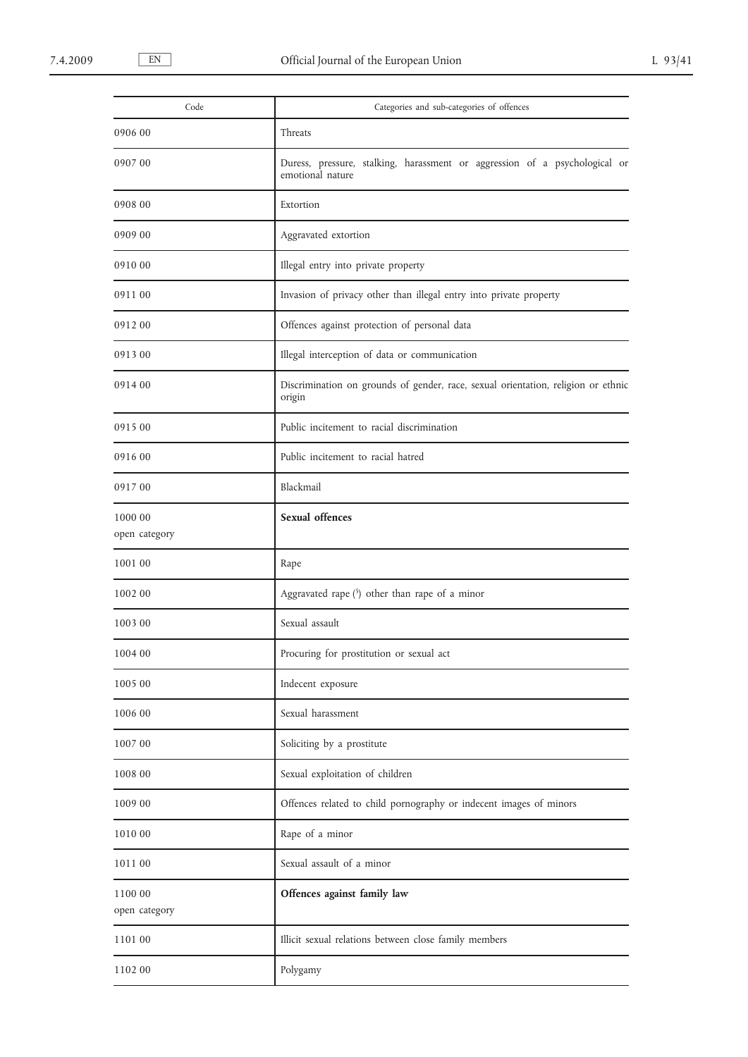| Code | Categories and sub-categories of offences |
|---|---|
| 0906 00 | Threats |
| 0907 00 | Duress, pressure, stalking, harassment or aggression of a psychological or emotional nature |
| 0908 00 | Extortion |
| 0909 00 | Aggravated extortion |
| 0910 00 | Illegal entry into private property |
| 0911 00 | Invasion of privacy other than illegal entry into private property |
| 0912 00 | Offences against protection of personal data |
| 0913 00 | Illegal interception of data or communication |
| 0914 00 | Discrimination on grounds of gender, race, sexual orientation, religion or ethnic origin |
| 0915 00 | Public incitement to racial discrimination |
| 0916 00 | Public incitement to racial hatred |
| 0917 00 | Blackmail |
| 1000 00 open category | **Sexual offences** |
| 1001 00 | Rape |
| 1002 00 | Aggravated rape (5) other than rape of a minor |
| 1003 00 | Sexual assault |
| 1004 00 | Procuring for prostitution or sexual act |
| 1005 00 | Indecent exposure |
| 1006 00 | Sexual harassment |
| 1007 00 | Soliciting by a prostitute |
| 1008 00 | Sexual exploitation of children |
| 1009 00 | Offences related to child pornography or indecent images of minors |
| 1010 00 | Rape of a minor |
| 1011 00 | Sexual assault of a minor |
| 1100 00 open category | **Offences against family law** |
| 1101 00 | Illicit sexual relations between close family members |
| 1102 00 | Polygamy |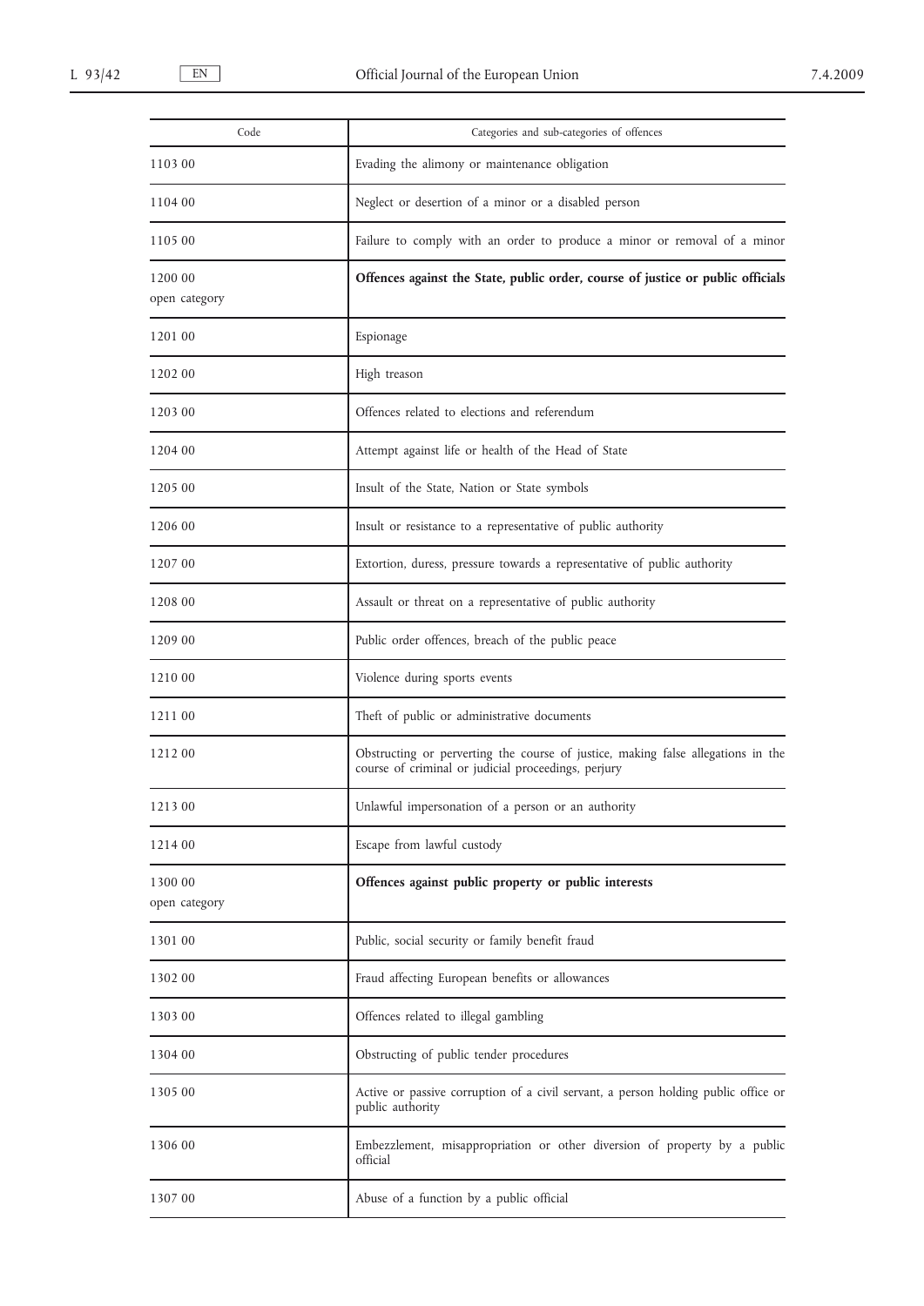| Code | Categories and sub-categories of offences |
|---|---|
| 1103 00 | Evading the alimony or maintenance obligation |
| 1104 00 | Neglect or desertion of a minor or a disabled person |
| 1105 00 | Failure to comply with an order to produce a minor or removal of a minor |
| 1200 00<br>open category | **Offences against the State, public order, course of justice or public officials** |
| 1201 00 | Espionage |
| 1202 00 | High treason |
| 1203 00 | Offences related to elections and referendum |
| 1204 00 | Attempt against life or health of the Head of State |
| 1205 00 | Insult of the State, Nation or State symbols |
| 1206 00 | Insult or resistance to a representative of public authority |
| 1207 00 | Extortion, duress, pressure towards a representative of public authority |
| 1208 00 | Assault or threat on a representative of public authority |
| 1209 00 | Public order offences, breach of the public peace |
| 1210 00 | Violence during sports events |
| 1211 00 | Theft of public or administrative documents |
| 1212 00 | Obstructing or perverting the course of justice, making false allegations in the course of criminal or judicial proceedings, perjury |
| 1213 00 | Unlawful impersonation of a person or an authority |
| 1214 00 | Escape from lawful custody |
| 1300 00<br>open category | **Offences against public property or public interests** |
| 1301 00 | Public, social security or family benefit fraud |
| 1302 00 | Fraud affecting European benefits or allowances |
| 1303 00 | Offences related to illegal gambling |
| 1304 00 | Obstructing of public tender procedures |
| 1305 00 | Active or passive corruption of a civil servant, a person holding public office or public authority |
| 1306 00 | Embezzlement, misappropriation or other diversion of property by a public official |
| 1307 00 | Abuse of a function by a public official |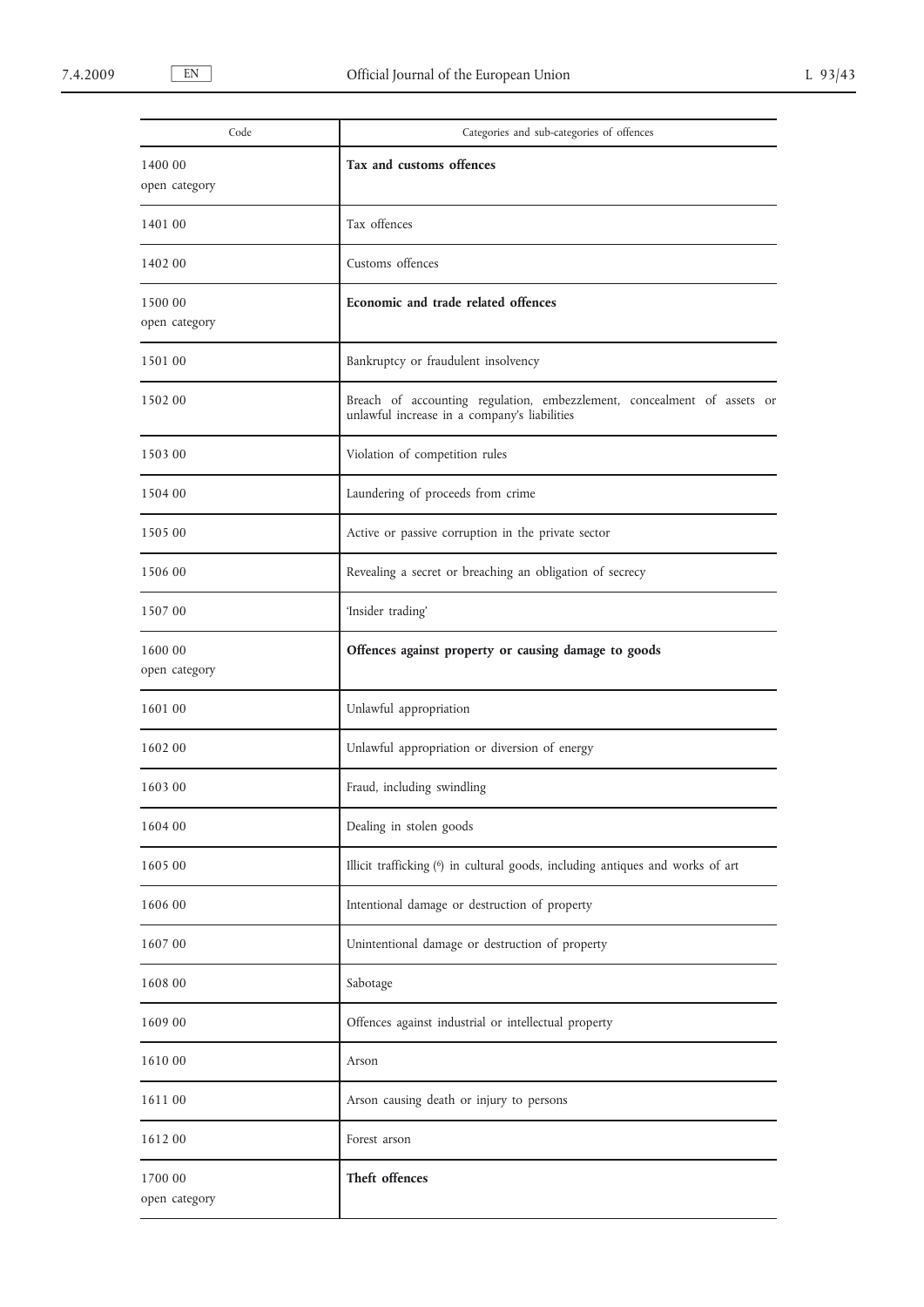| Code | Categories and sub-categories of offences |
|---|---|
| 1400 00<br>open category | **Tax and customs offences** |
| 1401 00 | Tax offences |
| 1402 00 | Customs offences |
| 1500 00<br>open category | **Economic and trade related offences** |
| 1501 00 | Bankruptcy or fraudulent insolvency |
| 1502 00 | Breach of accounting regulation, embezzlement, concealment of assets or unlawful increase in a company's liabilities |
| 1503 00 | Violation of competition rules |
| 1504 00 | Laundering of proceeds from crime |
| 1505 00 | Active or passive corruption in the private sector |
| 1506 00 | Revealing a secret or breaching an obligation of secrecy |
| 1507 00 | 'Insider trading' |
| 1600 00<br>open category | **Offences against property or causing damage to goods** |
| 1601 00 | Unlawful appropriation |
| 1602 00 | Unlawful appropriation or diversion of energy |
| 1603 00 | Fraud, including swindling |
| 1604 00 | Dealing in stolen goods |
| 1605 00 | Illicit trafficking [6] in cultural goods, including antiques and works of art |
| 1606 00 | Intentional damage or destruction of property |
| 1607 00 | Unintentional damage or destruction of property |
| 1608 00 | Sabotage |
| 1609 00 | Offences against industrial or intellectual property |
| 1610 00 | Arson |
| 1611 00 | Arson causing death or injury to persons |
| 1612 00 | Forest arson |
| 1700 00<br>open category | **Theft offences** |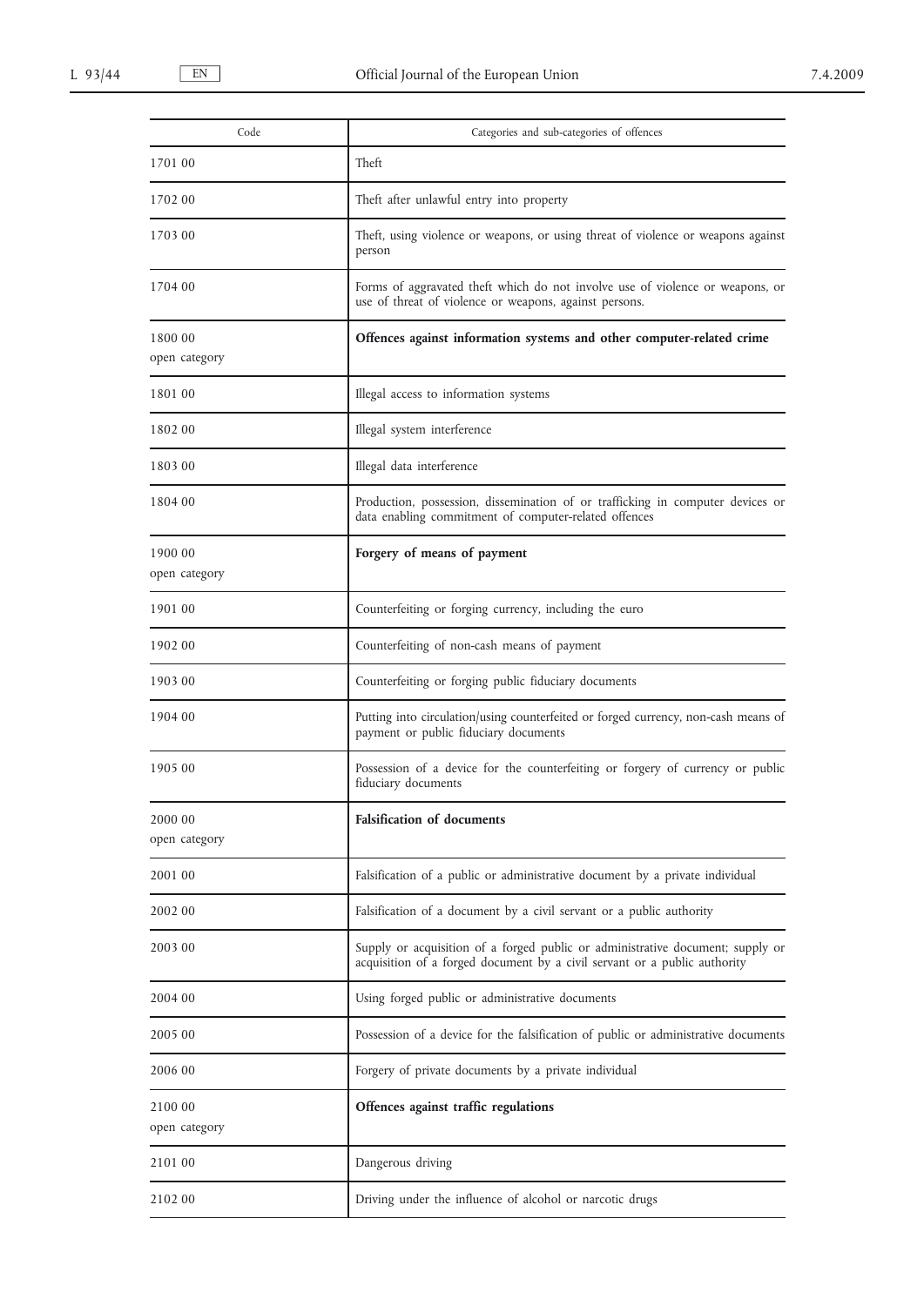| Code | Categories and sub-categories of offences |
|---|---|
| 1701 00 | Theft |
| 1702 00 | Theft after unlawful entry into property |
| 1703 00 | Theft, using violence or weapons, or using threat of violence or weapons against person |
| 1704 00 | Forms of aggravated theft which do not involve use of violence or weapons, or use of threat of violence or weapons, against persons. |
| 1800 00 open category | **Offences against information systems and other computer-related crime** |
| 1801 00 | Illegal access to information systems |
| 1802 00 | Illegal system interference |
| 1803 00 | Illegal data interference |
| 1804 00 | Production, possession, dissemination of or trafficking in computer devices or data enabling commitment of computer-related offences |
| 1900 00 open category | **Forgery of means of payment** |
| 1901 00 | Counterfeiting or forging currency, including the euro |
| 1902 00 | Counterfeiting of non-cash means of payment |
| 1903 00 | Counterfeiting or forging public fiduciary documents |
| 1904 00 | Putting into circulation/using counterfeited or forged currency, non-cash means of payment or public fiduciary documents |
| 1905 00 | Possession of a device for the counterfeiting or forgery of currency or public fiduciary documents |
| 2000 00 open category | **Falsification of documents** |
| 2001 00 | Falsification of a public or administrative document by a private individual |
| 2002 00 | Falsification of a document by a civil servant or a public authority |
| 2003 00 | Supply or acquisition of a forged public or administrative document; supply or acquisition of a forged document by a civil servant or a public authority |
| 2004 00 | Using forged public or administrative documents |
| 2005 00 | Possession of a device for the falsification of public or administrative documents |
| 2006 00 | Forgery of private documents by a private individual |
| 2100 00 open category | **Offences against traffic regulations** |
| 2101 00 | Dangerous driving |
| 2102 00 | Driving under the influence of alcohol or narcotic drugs |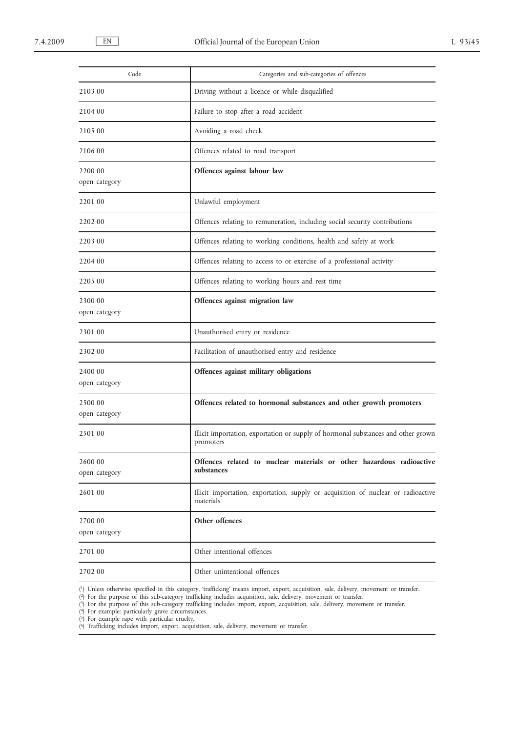| Code | Categories and sub-categories of offences |
|---|---|
| 2103 00 | Driving without a licence or while disqualified |
| 2104 00 | Failure to stop after a road accident |
| 2105 00 | Avoiding a road check |
| 2106 00 | Offences related to road transport |
| 2200 00 open category | **Offences against labour law** |
| 2201 00 | Unlawful employment |
| 2202 00 | Offences relating to remuneration, including social security contributions |
| 2203 00 | Offences relating to working conditions, health and safety at work |
| 2204 00 | Offences relating to access to or exercise of a professional activity |
| 2205 00 | Offences relating to working hours and rest time |
| 2300 00 open category | **Offences against migration law** |
| 2301 00 | Unauthorised entry or residence |
| 2302 00 | Facilitation of unauthorised entry and residence |
| 2400 00 open category | **Offences against military obligations** |
| 2500 00 open category | **Offences related to hormonal substances and other growth promoters** |
| 2501 00 | Illicit importation, exportation or supply of hormonal substances and other grown promoters |
| 2600 00 open category | **Offences related to nuclear materials or other hazardous radioactive substances** |
| 2601 00 | Illicit importation, exportation, supply or acquisition of nuclear or radioactive materials |
| 2700 00 open category | **Other offences** |
| 2701 00 | Other intentional offences |
| 2702 00 | Other unintentional offences |

(1) Unless otherwise specified in this category, 'trafficking' means import, export, acquisition, sale, delivery, movement or transfer.
(2) For the purpose of this sub-category trafficking includes acquisition, sale, delivery, movement or transfer.
(3) For the purpose of this sub-category trafficking includes import, export, acquisition, sale, delivery, movement or transfer.
(4) For example: particularly grave circumstances.
(5) For example rape with particular cruelty.
(6) Trafficking includes import, export, acquisition, sale, delivery, movement or transfer.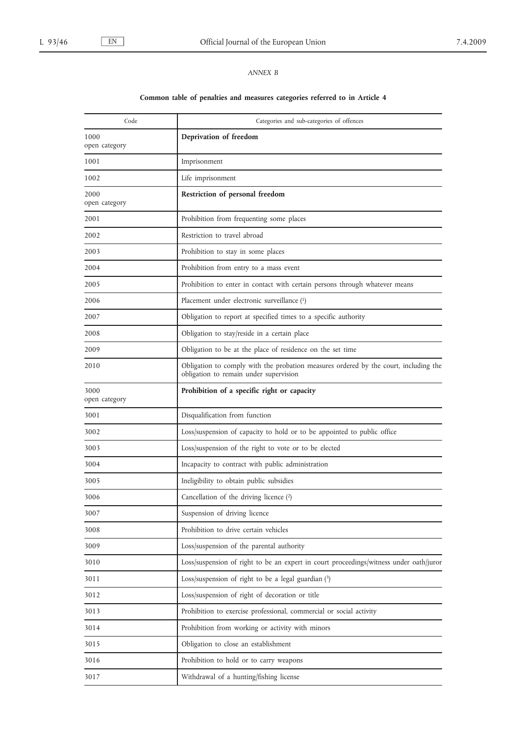*ANNEX B*

**Common table of penalties and measures categories referred to in Article 4**

| Code | Categories and sub-categories of offences |
|---|---|
| 1000 open category | **Deprivation of freedom** |
| 1001 | Imprisonment |
| 1002 | Life imprisonment |
| 2000 open category | **Restriction of personal freedom** |
| 2001 | Prohibition from frequenting some places |
| 2002 | Restriction to travel abroad |
| 2003 | Prohibition to stay in some places |
| 2004 | Prohibition from entry to a mass event |
| 2005 | Prohibition to enter in contact with certain persons through whatever means |
| 2006 | Placement under electronic surveillance (1) |
| 2007 | Obligation to report at specified times to a specific authority |
| 2008 | Obligation to stay/reside in a certain place |
| 2009 | Obligation to be at the place of residence on the set time |
| 2010 | Obligation to comply with the probation measures ordered by the court, including the obligation to remain under supervision |
| 3000 open category | **Prohibition of a specific right or capacity** |
| 3001 | Disqualification from function |
| 3002 | Loss/suspension of capacity to hold or to be appointed to public office |
| 3003 | Loss/suspension of the right to vote or to be elected |
| 3004 | Incapacity to contract with public administration |
| 3005 | Ineligibility to obtain public subsidies |
| 3006 | Cancellation of the driving licence (2) |
| 3007 | Suspension of driving licence |
| 3008 | Prohibition to drive certain vehicles |
| 3009 | Loss/suspension of the parental authority |
| 3010 | Loss/suspension of right to be an expert in court proceedings/witness under oath/juror |
| 3011 | Loss/suspension of right to be a legal guardian (3) |
| 3012 | Loss/suspension of right of decoration or title |
| 3013 | Prohibition to exercise professional, commercial or social activity |
| 3014 | Prohibition from working or activity with minors |
| 3015 | Obligation to close an establishment |
| 3016 | Prohibition to hold or to carry weapons |
| 3017 | Withdrawal of a hunting/fishing license |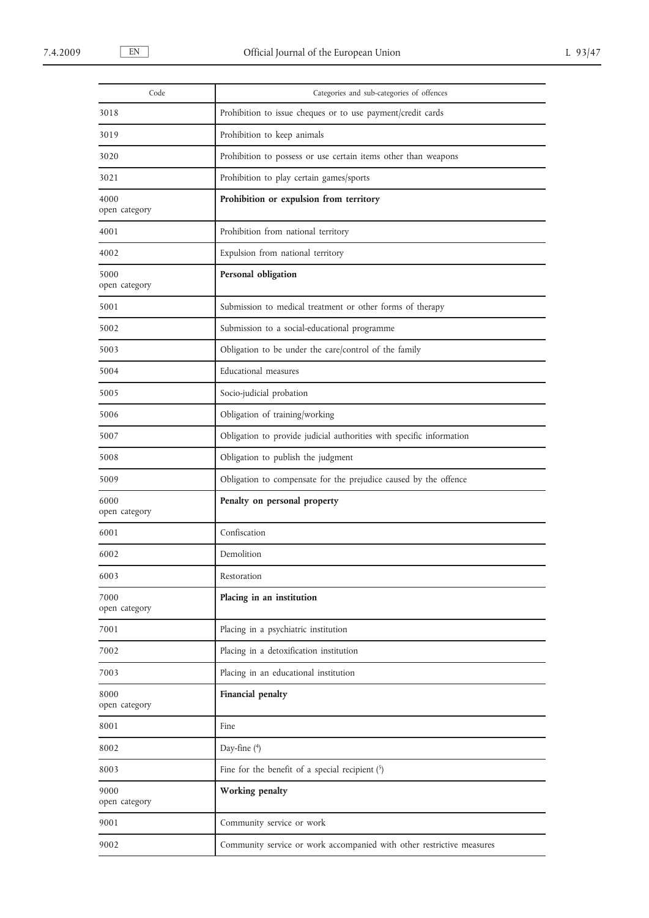| Code | Categories and sub-categories of offences |
|---|---|
| 3018 | Prohibition to issue cheques or to use payment/credit cards |
| 3019 | Prohibition to keep animals |
| 3020 | Prohibition to possess or use certain items other than weapons |
| 3021 | Prohibition to play certain games/sports |
| 4000<br>open category | **Prohibition or expulsion from territory** |
| 4001 | Prohibition from national territory |
| 4002 | Expulsion from national territory |
| 5000<br>open category | **Personal obligation** |
| 5001 | Submission to medical treatment or other forms of therapy |
| 5002 | Submission to a social-educational programme |
| 5003 | Obligation to be under the care/control of the family |
| 5004 | Educational measures |
| 5005 | Socio-judicial probation |
| 5006 | Obligation of training/working |
| 5007 | Obligation to provide judicial authorities with specific information |
| 5008 | Obligation to publish the judgment |
| 5009 | Obligation to compensate for the prejudice caused by the offence |
| 6000<br>open category | **Penalty on personal property** |
| 6001 | Confiscation |
| 6002 | Demolition |
| 6003 | Restoration |
| 7000<br>open category | **Placing in an institution** |
| 7001 | Placing in a psychiatric institution |
| 7002 | Placing in a detoxification institution |
| 7003 | Placing in an educational institution |
| 8000<br>open category | **Financial penalty** |
| 8001 | Fine |
| 8002 | Day-fine [4] |
| 8003 | Fine for the benefit of a special recipient [5] |
| 9000<br>open category | **Working penalty** |
| 9001 | Community service or work |
| 9002 | Community service or work accompanied with other restrictive measures |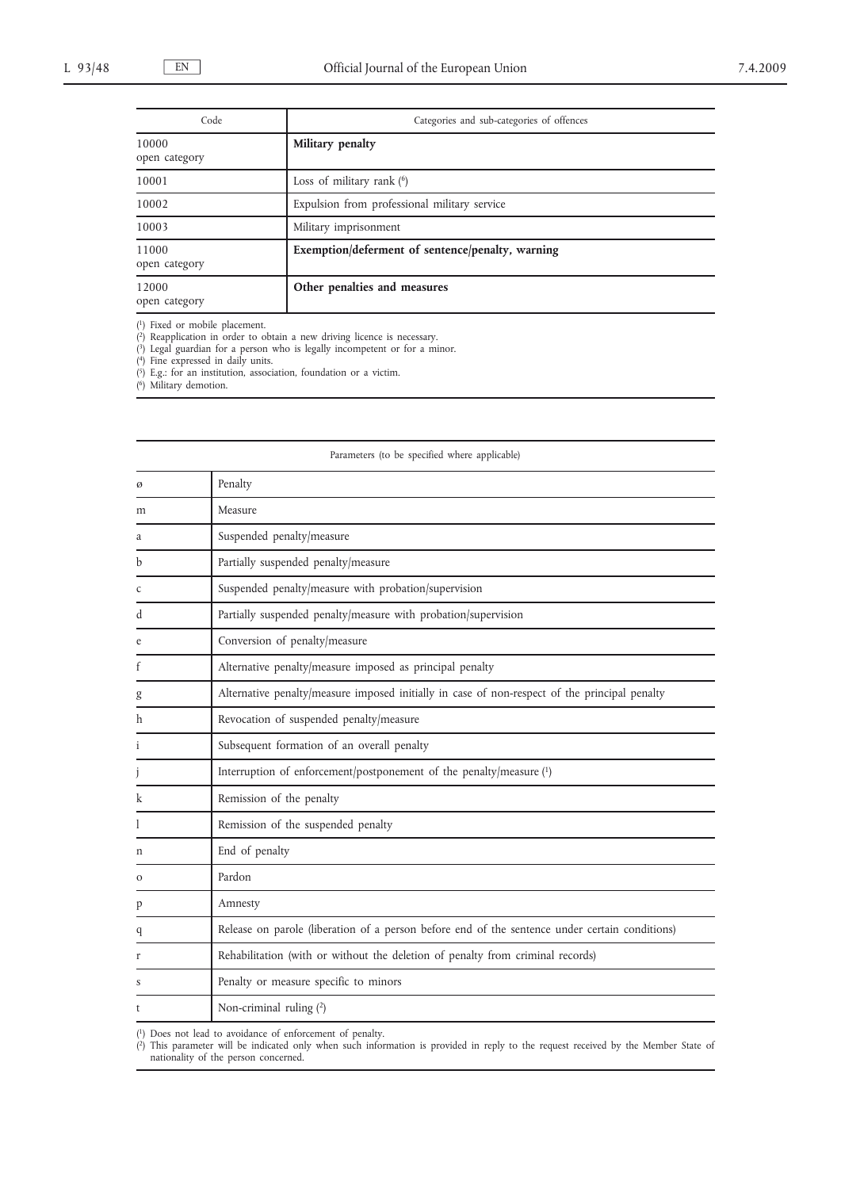| Code | Categories and sub-categories of offences |
|---|---|
| 10000<br>open category | **Military penalty** |
| 10001 | Loss of military rank [6] |
| 10002 | Expulsion from professional military service |
| 10003 | Military imprisonment |
| 11000<br>open category | **Exemption/deferment of sentence/penalty, warning** |
| 12000<br>open category | **Other penalties and measures** |

[1] Fixed or mobile placement.
[2] Reapplication in order to obtain a new driving licence is necessary.
[3] Legal guardian for a person who is legally incompetent or for a minor.
[4] Fine expressed in daily units.
[5] E.g.: for an institution, association, foundation or a victim.
[6] Military demotion.

| Parameters (to be specified where applicable) | |
|---|---|
| ø | Penalty |
| m | Measure |
| a | Suspended penalty/measure |
| b | Partially suspended penalty/measure |
| c | Suspended penalty/measure with probation/supervision |
| d | Partially suspended penalty/measure with probation/supervision |
| e | Conversion of penalty/measure |
| f | Alternative penalty/measure imposed as principal penalty |
| g | Alternative penalty/measure imposed initially in case of non-respect of the principal penalty |
| h | Revocation of suspended penalty/measure |
| i | Subsequent formation of an overall penalty |
| j | Interruption of enforcement/postponement of the penalty/measure [1] |
| k | Remission of the penalty |
| l | Remission of the suspended penalty |
| n | End of penalty |
| o | Pardon |
| p | Amnesty |
| q | Release on parole (liberation of a person before end of the sentence under certain conditions) |
| r | Rehabilitation (with or without the deletion of penalty from criminal records) |
| s | Penalty or measure specific to minors |
| t | Non-criminal ruling [2] |

[1] Does not lead to avoidance of enforcement of penalty.
[2] This parameter will be indicated only when such information is provided in reply to the request received by the Member State of nationality of the person concerned.